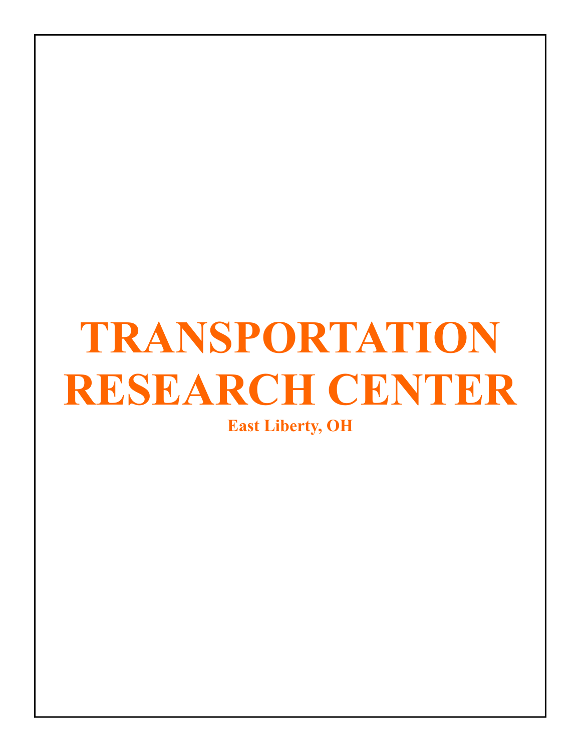# TRANSPORTATION RESEARCH CENTER

**East Liberty, OH**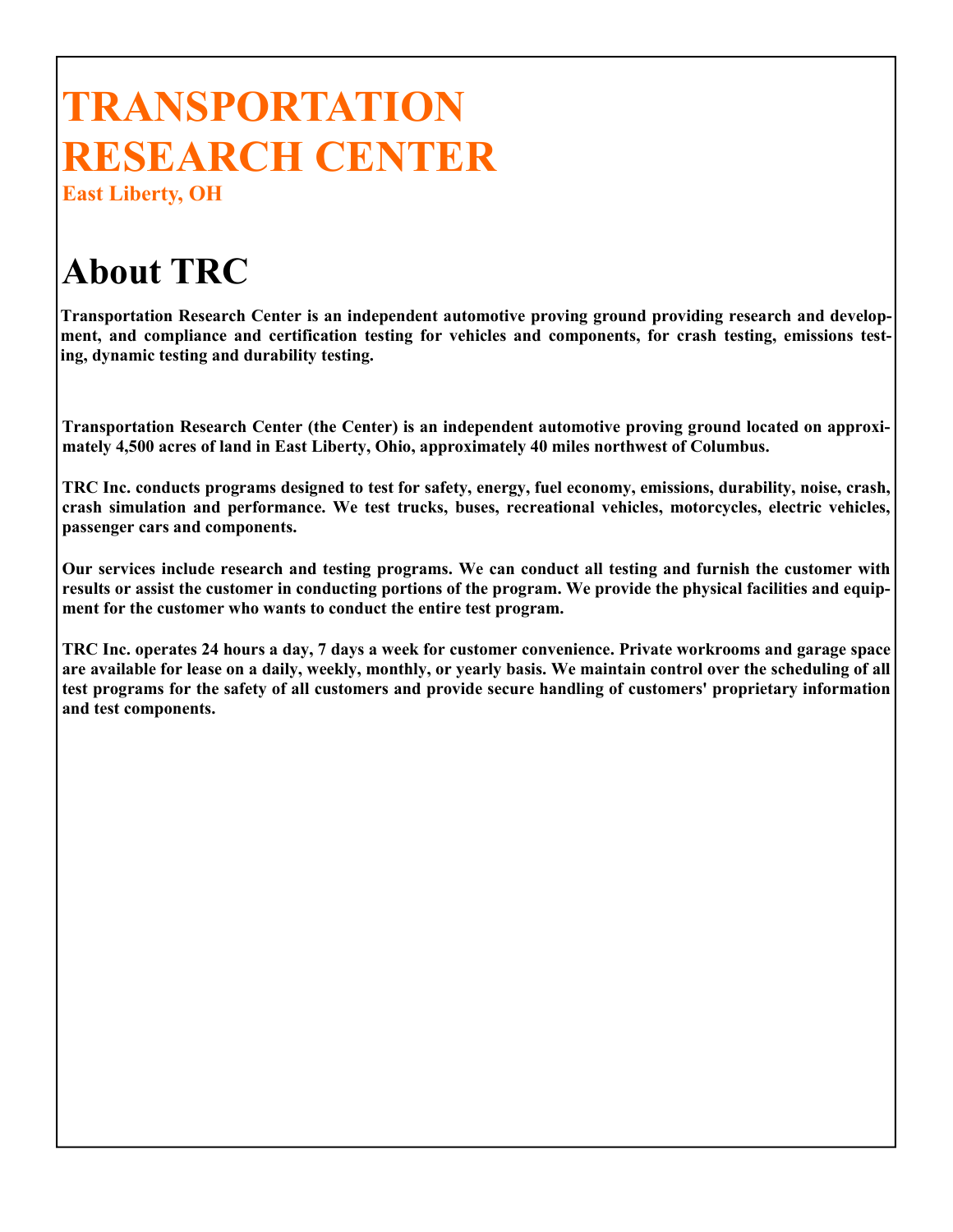# TRANSPORTATION RESEARCH CENTER

**East Liberty, OH**

## About TRC

**Transportation Research Center is an independent automotive proving ground providing research and development, and compliance and certification testing for vehicles and components, for crash testing, emissions testing, dynamic testing and durability testing.**

**Transportation Research Center (the Center) is an independent automotive proving ground located on approximately 4,500 acres of land in East Liberty, Ohio, approximately 40 miles northwest of Columbus.**

**TRC Inc. conducts programs designed to test for safety, energy, fuel economy, emissions, durability, noise, crash, crash simulation and performance. We test trucks, buses, recreational vehicles, motorcycles, electric vehicles, passenger cars and components.**

**Our services include research and testing programs. We can conduct all testing and furnish the customer with results or assist the customer in conducting portions of the program. We provide the physical facilities and equipment for the customer who wants to conduct the entire test program.**

**TRC Inc. operates 24 hours a day, 7 days a week for customer convenience. Private workrooms and garage space are available for lease on a daily, weekly, monthly, or yearly basis. We maintain control over the scheduling of all test programs for the safety of all customers and provide secure handling of customers' proprietary information and test components.**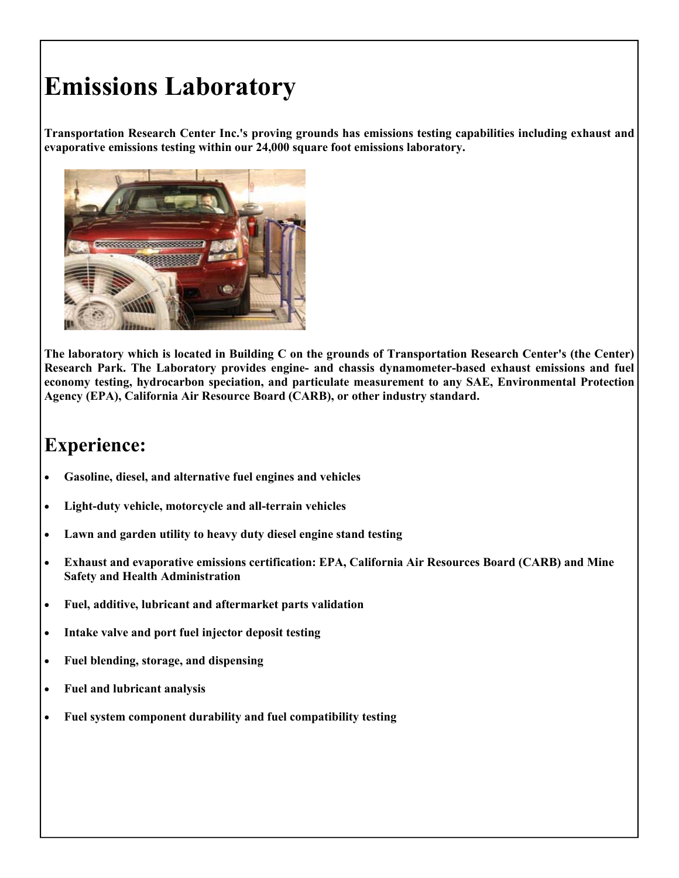# Emissions Laboratory

**Transportation Research Center Inc.'s proving grounds has emissions testing capabilities including exhaust and evaporative emissions testing within our 24,000 square foot emissions laboratory.**

**The laboratory which is located in Building C on the grounds of Transportation Research Center's (the Center) Research Park. The Laboratory provides engine- and chassis dynamometer-based exhaust emissions and fuel economy testing, hydrocarbon speciation, and particulate measurement to any SAE, Environmental Protection Agency (EPA), California Air Resource Board (CARB), or other industry standard.**

## Experience:

- **Gasoline, diesel, and alternative fuel engines and vehicles**
- **Light-duty vehicle, motorcycle and all-terrain vehicles**
- **Lawn and garden utility to heavy duty diesel engine stand testing**
- **Exhaust and evaporative emissions certification: EPA, California Air Resources Board (CARB) and Mine Safety and Health Administration**
- **Fuel, additive, lubricant and aftermarket parts validation**
- **Intake valve and port fuel injector deposit testing**
- **Fuel blending, storage, and dispensing**
- **Fuel and lubricant analysis**
- **Fuel system component durability and fuel compatibility testing**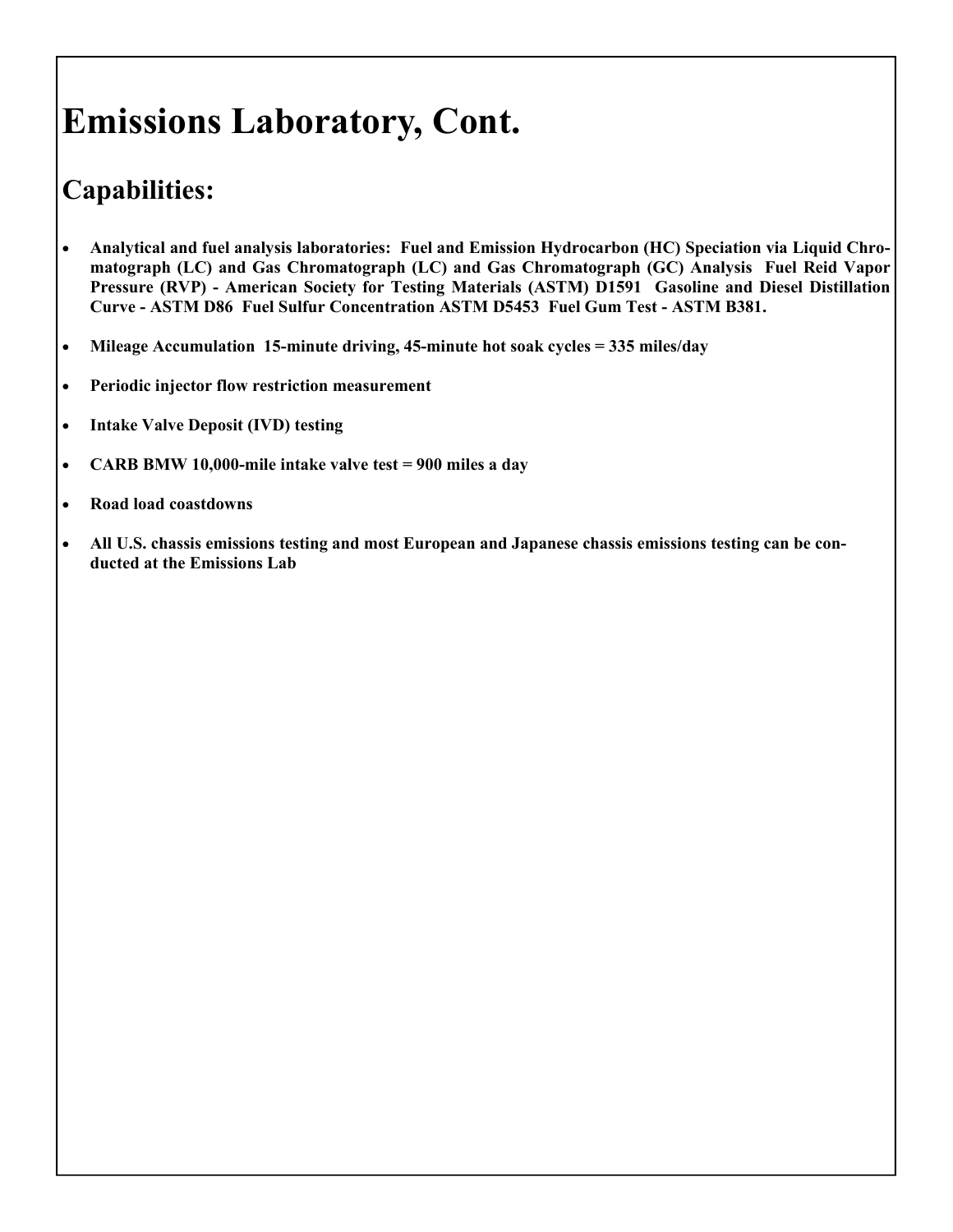# Emissions Laboratory, Cont.

## Capabilities:

- **Analytical and fuel analysis laboratories: Fuel and Emission Hydrocarbon (HC) Speciation via Liquid Chromatograph (LC) and Gas Chromatograph (LC) and Gas Chromatograph (GC) Analysis Fuel Reid Vapor Pressure (RVP) - American Society for Testing Materials (ASTM) D1591 Gasoline and Diesel Distillation Curve - ASTM D86 Fuel Sulfur Concentration ASTM D5453 Fuel Gum Test - ASTM B381.**
- **Mileage Accumulation 15-minute driving, 45-minute hot soak cycles = 335 miles/day**
- **Periodic injector flow restriction measurement**
- **Intake Valve Deposit (IVD) testing**
- **CARB BMW 10,000-mile intake valve test = 900 miles a day**
- **Road load coastdowns**
- **All U.S. chassis emissions testing and most European and Japanese chassis emissions testing can be conducted at the Emissions Lab**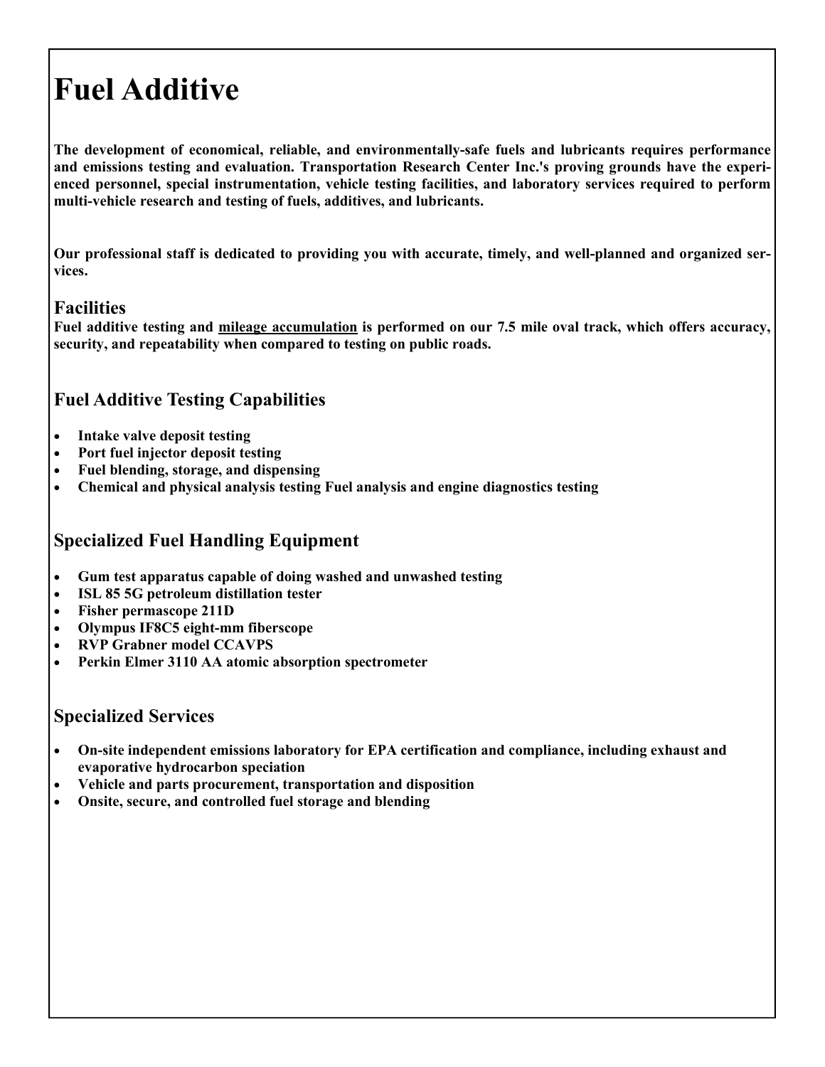# Fuel Additive

**The development of economical, reliable, and environmentally-safe fuels and lubricants requires performance and emissions testing and evaluation. Transportation Research Center Inc.'s proving grounds have the experienced personnel, special instrumentation, vehicle testing facilities, and laboratory services required to perform multi-vehicle research and testing of fuels, additives, and lubricants.**

**Our professional staff is dedicated to providing you with accurate, timely, and well-planned and organized services.**

## Facilities

**Fuel additive testing and mileage accumulation is performed on our 7.5 mile oval track, which offers accuracy, security, and repeatability when compared to testing on public roads.**

## Fuel Additive Testing Capabilities

- **Intake valve deposit testing**
- **Port fuel injector deposit testing**
- **Fuel blending, storage, and dispensing**
- **Chemical and physical analysis testing Fuel analysis and engine diagnostics testing**

## Specialized Fuel Handling Equipment

- **Gum test apparatus capable of doing washed and unwashed testing**
- **ISL 85 5G petroleum distillation tester**
- **Fisher permascope 211D**
- **Olympus IF8C5 eight-mm fiberscope**
- **RVP Grabner model CCAVPS**
- **Perkin Elmer 3110 AA atomic absorption spectrometer**

## Specialized Services

- **On-site independent emissions laboratory for EPA certification and compliance, including exhaust and evaporative hydrocarbon speciation**
- **Vehicle and parts procurement, transportation and disposition**
- **Onsite, secure, and controlled fuel storage and blending**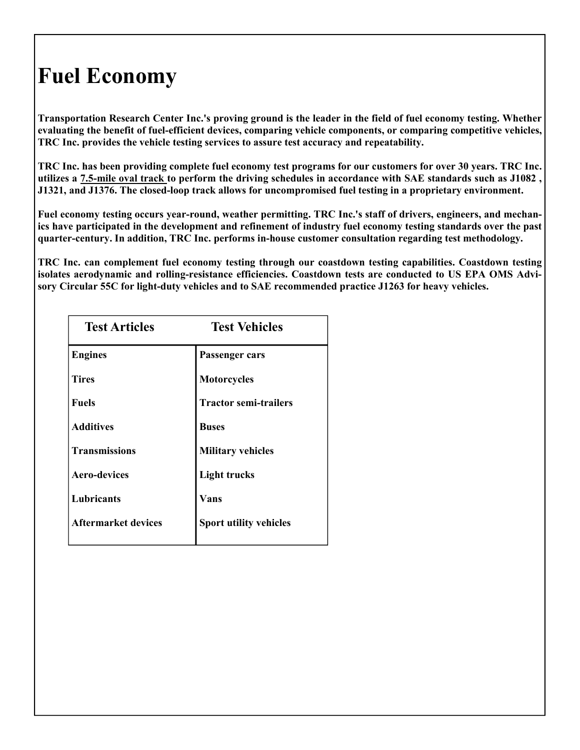# Fuel Economy

**Transportation Research Center Inc.'s proving ground is the leader in the field of fuel economy testing. Whether evaluating the benefit of fuel-efficient devices, comparing vehicle components, or comparing competitive vehicles, TRC Inc. provides the vehicle testing services to assure test accuracy and repeatability.**

**TRC Inc. has been providing complete fuel economy test programs for our customers for over 30 years. TRC Inc. utilizes a 7.5-mile oval track to perform the driving schedules in accordance with SAE standards such as J1082 , J1321, and J1376. The closed-loop track allows for uncompromised fuel testing in a proprietary environment.**

**Fuel economy testing occurs year-round, weather permitting. TRC Inc.'s staff of drivers, engineers, and mechanics have participated in the development and refinement of industry fuel economy testing standards over the past quarter-century. In addition, TRC Inc. performs in-house customer consultation regarding test methodology.**

**TRC Inc. can complement fuel economy testing through our coastdown testing capabilities. Coastdown testing isolates aerodynamic and rolling-resistance efficiencies. Coastdown tests are conducted to US EPA OMS Advisory Circular 55C for light-duty vehicles and to SAE recommended practice J1263 for heavy vehicles.**

| Test Articles | Test Vehicles |
|---|---|
| Engines | Passenger cars |
| Tires | Motorcycles |
| Fuels | Tractor semi-trailers |
| Additives | Buses |
| Transmissions | Military vehicles |
| Aero-devices | Light trucks |
| Lubricants | Vans |
| Aftermarket devices | Sport utility vehicles |